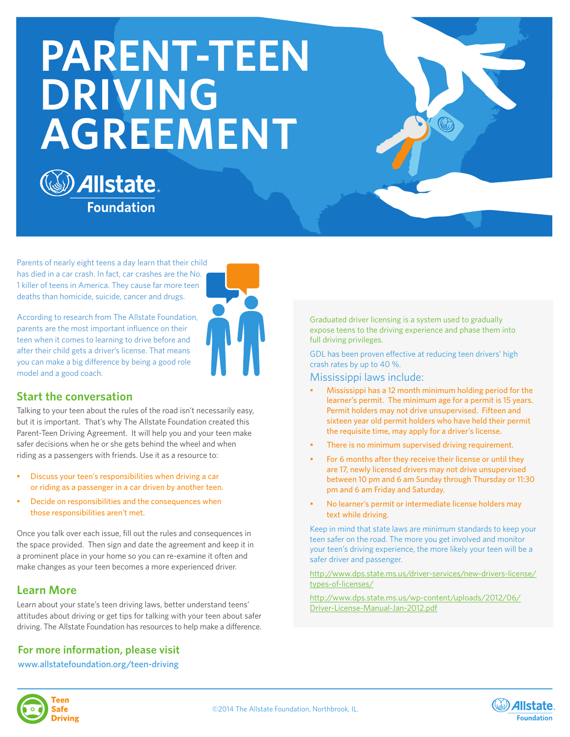# PARENT-TEEN DRIVING AGREEMENT

Allstate Foundation

Parents of nearly eight teens a day learn that their child has died in a car crash. In fact, car crashes are the No. 1 killer of teens in America. They cause far more teen deaths than homicide, suicide, cancer and drugs.

According to research from The Allstate Foundation, parents are the most important influence on their teen when it comes to learning to drive before and after their child gets a driver's license. That means you can make a big difference by being a good role model and a good coach.

## Start the conversation

Talking to your teen about the rules of the road isn't necessarily easy, but it is important. That's why The Allstate Foundation created this Parent-Teen Driving Agreement. It will help you and your teen make safer decisions when he or she gets behind the wheel and when riding as a passengers with friends. Use it as a resource to:

- Discuss your teen's responsibilities when driving a car or riding as a passenger in a car driven by another teen.
- Decide on responsibilities and the consequences when those responsibilities aren't met.

Once you talk over each issue, fill out the rules and consequences in the space provided. Then sign and date the agreement and keep it in a prominent place in your home so you can re-examine it often and make changes as your teen becomes a more experienced driver.

## Learn More

Learn about your state's teen driving laws, better understand teens' attitudes about driving or get tips for talking with your teen about safer driving. The Allstate Foundation has resources to help make a difference.

### For more information, please visit

www.allstatefoundation.org/teen-driving

Graduated driver licensing is a system used to gradually expose teens to the driving experience and phase them into full driving privileges.

GDL has been proven effective at reducing teen drivers' high crash rates by up to 40 %.

### Mississippi laws include:

- Mississippi has a 12 month minimum holding period for the learner's permit. The minimum age for a permit is 15 years. Permit holders may not drive unsupervised. Fifteen and sixteen year old permit holders who have held their permit the requisite time, may apply for a driver's license.
- There is no minimum supervised driving requirement.
- For 6 months after they receive their license or until they are 17, newly licensed drivers may not drive unsupervised between 10 pm and 6 am Sunday through Thursday or 11:30 pm and 6 am Friday and Saturday.
- No learner's permit or intermediate license holders may text while driving.

Keep in mind that state laws are minimum standards to keep your teen safer on the road. The more you get involved and monitor your teen's driving experience, the more likely your teen will be a safer driver and passenger.

http://www.dps.state.ms.us/driver-services/new-drivers-license/types-of-licenses/

http://www.dps.state.ms.us/wp-content/uploads/2012/06/Driver-License-Manual-Jan-2012.pdf

Teen Safe Driving

©2014 The Allstate Foundation, Northbrook, IL.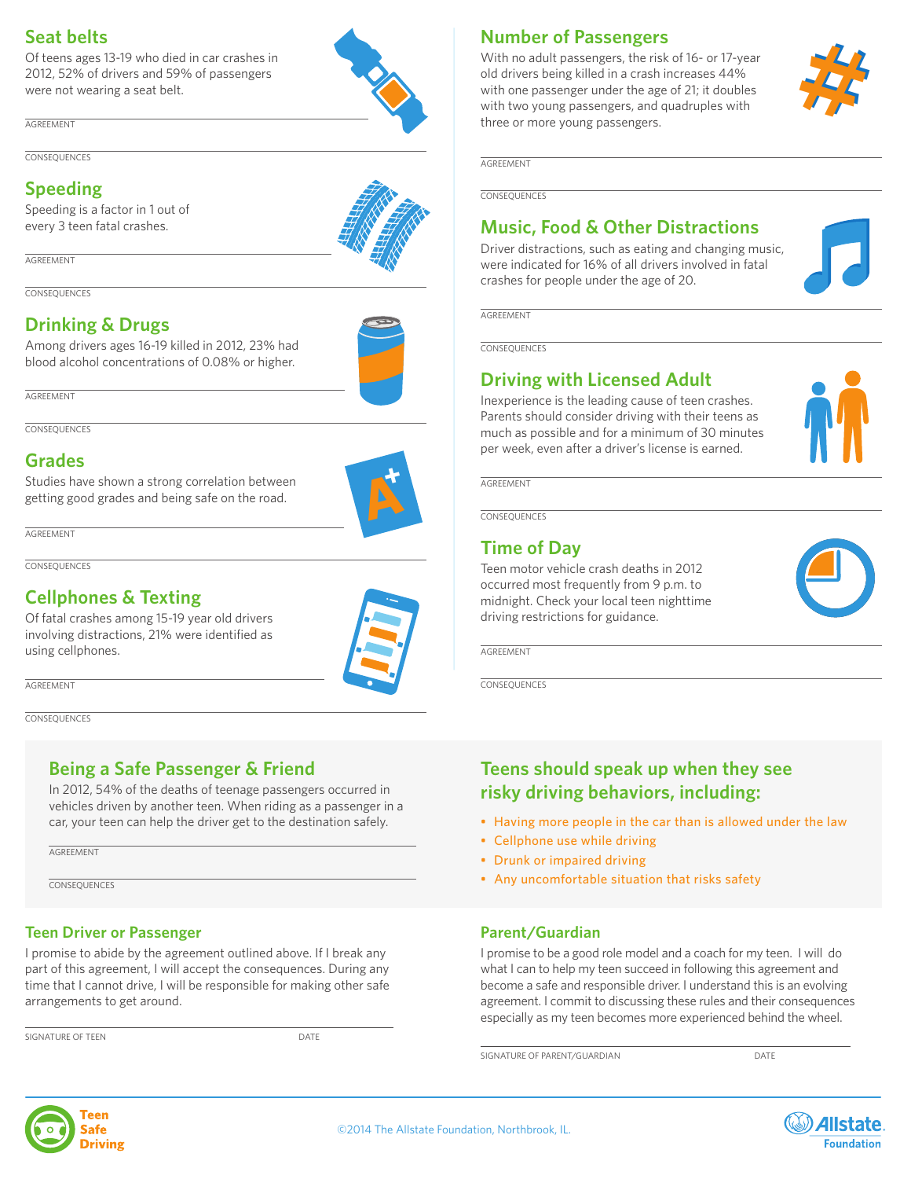## Seat belts

Of teens ages 13-19 who died in car crashes in 2012, 52% of drivers and 59% of passengers were not wearing a seat belt.

AGREEMENT

CONSEQUENCES

## Speeding

Speeding is a factor in 1 out of every 3 teen fatal crashes.

AGREEMENT

CONSEQUENCES

## Drinking & Drugs

Among drivers ages 16-19 killed in 2012, 23% had blood alcohol concentrations of 0.08% or higher.

AGREEMENT

CONSEQUENCES

## Grades

Studies have shown a strong correlation between getting good grades and being safe on the road.

AGREEMENT

CONSEQUENCES

## Cellphones & Texting

Of fatal crashes among 15-19 year old drivers involving distractions, 21% were identified as using cellphones.

AGREEMENT

CONSEQUENCES

## Number of Passengers

With no adult passengers, the risk of 16- or 17-year old drivers being killed in a crash increases 44% with one passenger under the age of 21; it doubles with two young passengers, and quadruples with three or more young passengers.

AGREEMENT

CONSEQUENCES

## Music, Food & Other Distractions

Driver distractions, such as eating and changing music, were indicated for 16% of all drivers involved in fatal crashes for people under the age of 20.

AGREEMENT

CONSEQUENCES

## Driving with Licensed Adult

Inexperience is the leading cause of teen crashes. Parents should consider driving with their teens as much as possible and for a minimum of 30 minutes per week, even after a driver's license is earned.

AGREEMENT

CONSEQUENCES

## Time of Day

Teen motor vehicle crash deaths in 2012 occurred most frequently from 9 p.m. to midnight. Check your local teen nighttime driving restrictions for guidance.

AGREEMENT

CONSEQUENCES

## Being a Safe Passenger & Friend

In 2012, 54% of the deaths of teenage passengers occurred in vehicles driven by another teen. When riding as a passenger in a car, your teen can help the driver get to the destination safely.

AGREEMENT

CONSEQUENCES

## Teens should speak up when they see risky driving behaviors, including:

- Having more people in the car than is allowed under the law
- Cellphone use while driving
- Drunk or impaired driving
- Any uncomfortable situation that risks safety

### Teen Driver or Passenger

I promise to abide by the agreement outlined above. If I break any part of this agreement, I will accept the consequences. During any time that I cannot drive, I will be responsible for making other safe arrangements to get around.

SIGNATURE OF TEEN DATE

### Parent/Guardian

I promise to be a good role model and a coach for my teen. I will do what I can to help my teen succeed in following this agreement and become a safe and responsible driver. I understand this is an evolving agreement. I commit to discussing these rules and their consequences especially as my teen becomes more experienced behind the wheel.

SIGNATURE OF PARENT/GUARDIAN DATE

Teen Safe Driving

©2014 The Allstate Foundation, Northbrook, IL.

Allstate Foundation